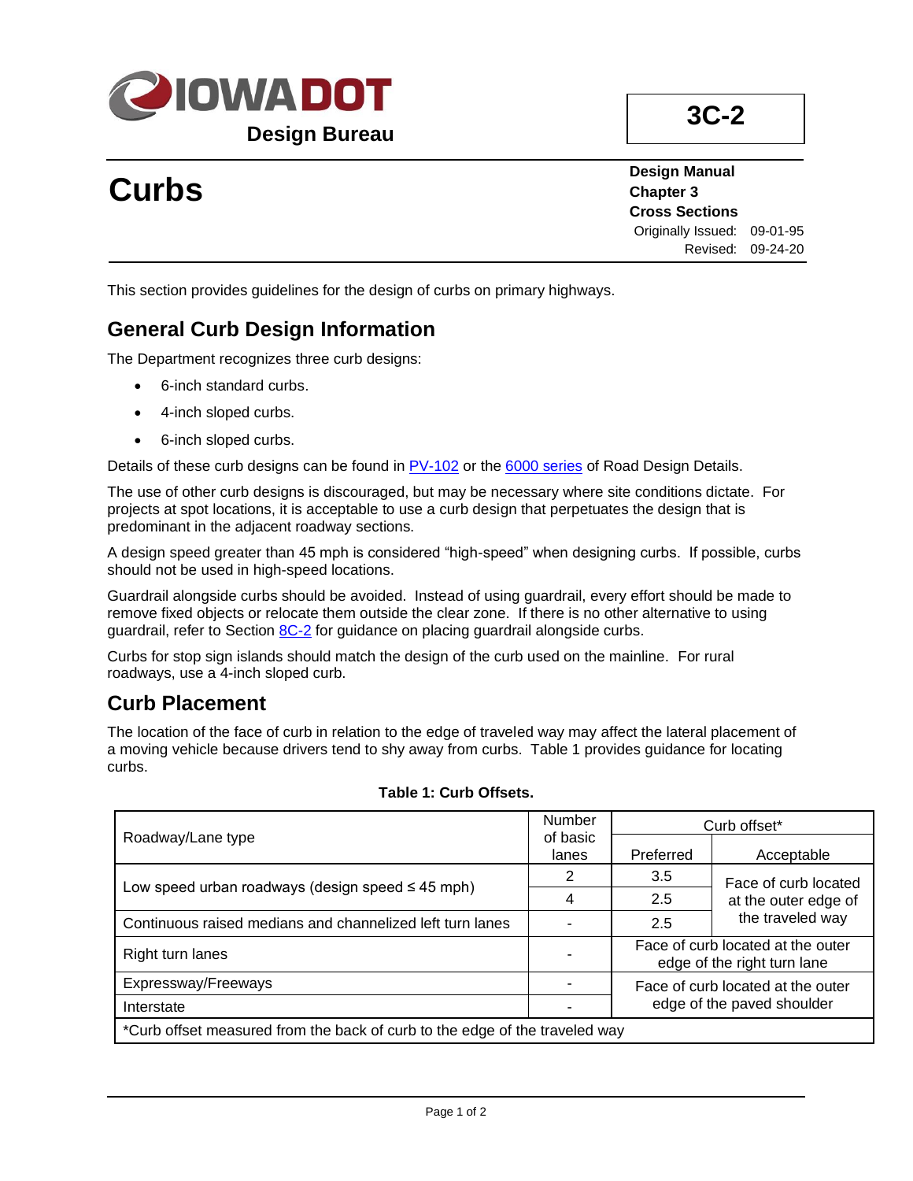# Curbs

**3C-2**

**Design Manual**
**Chapter 3**
**Cross Sections**
Originally Issued: 09-01-95
Revised: 09-24-20

This section provides guidelines for the design of curbs on primary highways.

## General Curb Design Information

The Department recognizes three curb designs:

- 6-inch standard curbs.
- 4-inch sloped curbs.
- 6-inch sloped curbs.

Details of these curb designs can be found in PV-102 or the 6000 series of Road Design Details.

The use of other curb designs is discouraged, but may be necessary where site conditions dictate. For projects at spot locations, it is acceptable to use a curb design that perpetuates the design that is predominant in the adjacent roadway sections.

A design speed greater than 45 mph is considered "high-speed" when designing curbs. If possible, curbs should not be used in high-speed locations.

Guardrail alongside curbs should be avoided. Instead of using guardrail, every effort should be made to remove fixed objects or relocate them outside the clear zone. If there is no other alternative to using guardrail, refer to Section 8C-2 for guidance on placing guardrail alongside curbs.

Curbs for stop sign islands should match the design of the curb used on the mainline. For rural roadways, use a 4-inch sloped curb.

## Curb Placement

The location of the face of curb in relation to the edge of traveled way may affect the lateral placement of a moving vehicle because drivers tend to shy away from curbs. Table 1 provides guidance for locating curbs.

**Table 1: Curb Offsets.**

| Roadway/Lane type | Number of basic lanes | Curb offset* | |
|---|---|---|---|
| | | Preferred | Acceptable |
| Low speed urban roadways (design speed ≤ 45 mph) | 2 | 3.5 | Face of curb located at the outer edge of the traveled way |
| | 4 | 2.5 | |
| Continuous raised medians and channelized left turn lanes | - | 2.5 | |
| Right turn lanes | - | Face of curb located at the outer edge of the right turn lane | |
| Expressway/Freeways | - | Face of curb located at the outer edge of the paved shoulder | |
| Interstate | - | | |

*Curb offset measured from the back of curb to the edge of the traveled way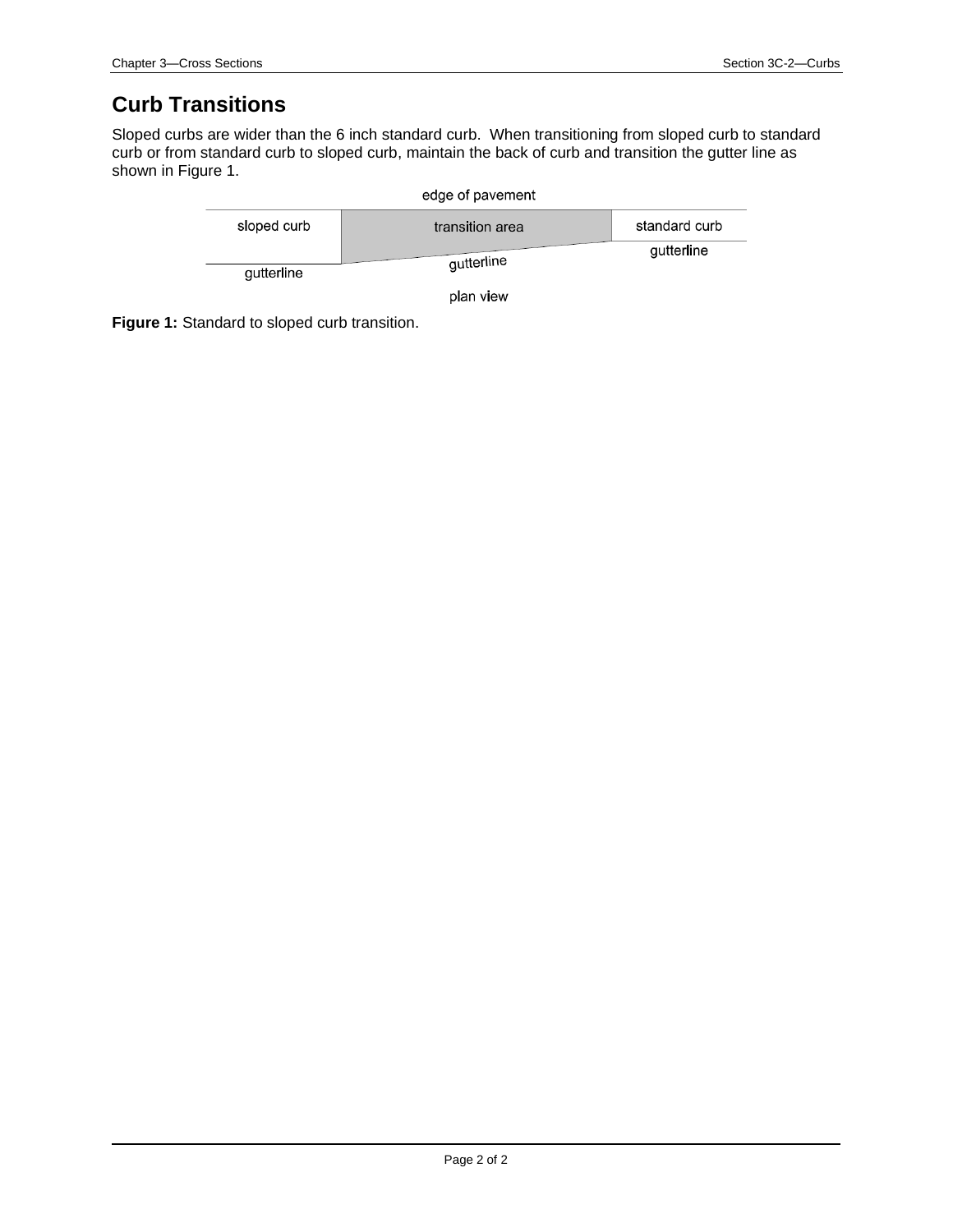## Curb Transitions

Sloped curbs are wider than the 6 inch standard curb. When transitioning from sloped curb to standard curb or from standard curb to sloped curb, maintain the back of curb and transition the gutter line as shown in Figure 1.

**Figure 1:** Standard to sloped curb transition.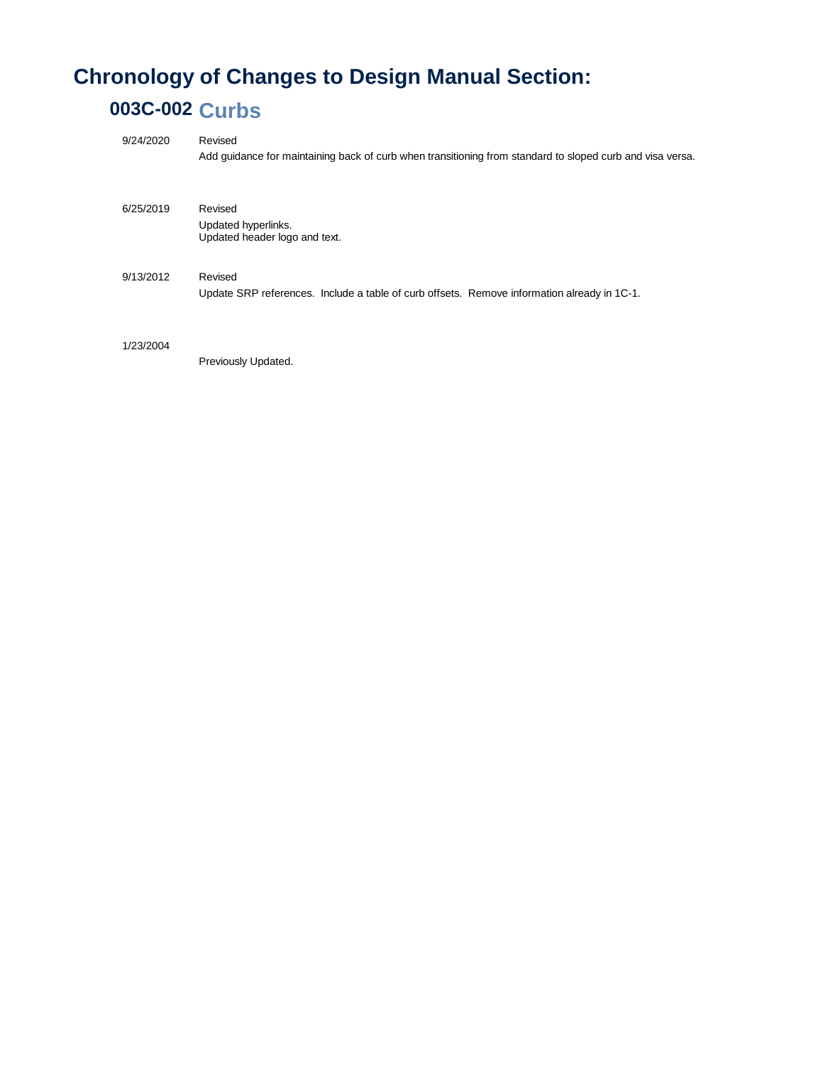# Chronology of Changes to Design Manual Section:

## 003C-002 Curbs

9/24/2020 Revised

Add guidance for maintaining back of curb when transitioning from standard to sloped curb and visa versa.

6/25/2019 Revised

Updated hyperlinks.
Updated header logo and text.

9/13/2012 Revised

Update SRP references. Include a table of curb offsets. Remove information already in 1C-1.

1/23/2004

Previously Updated.